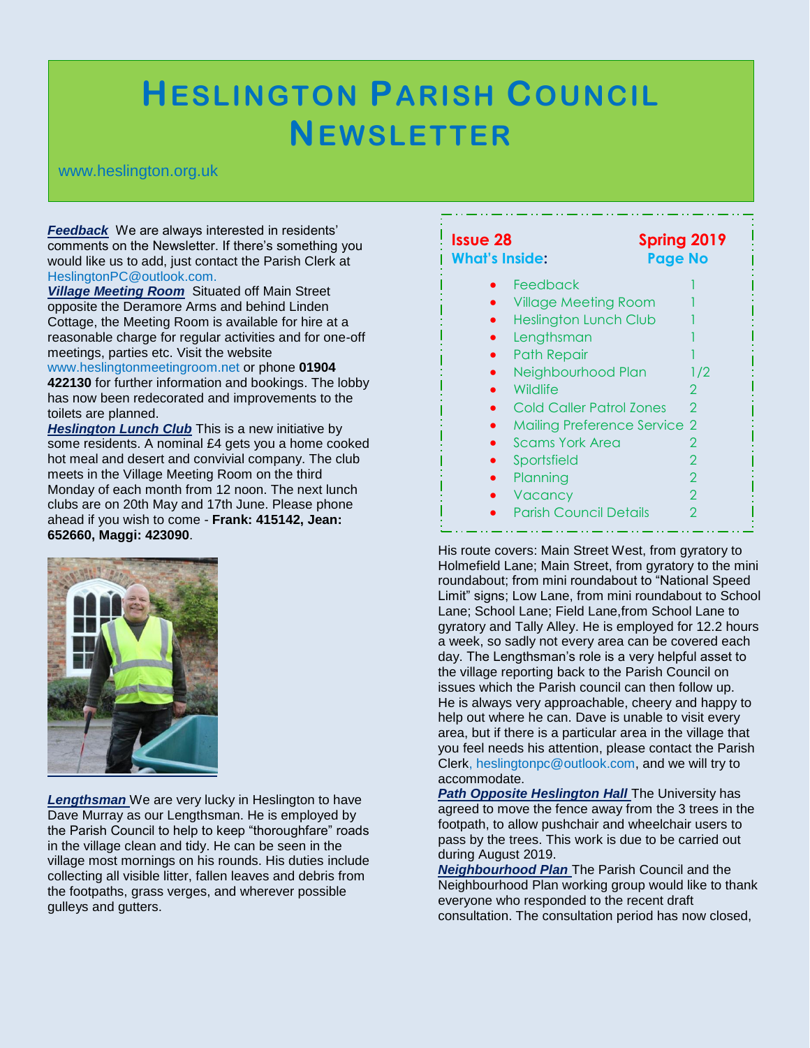# Heslington Parish Council Newsletter

www.heslington.org.uk

**Issue 28** **Spring 2019**

**What's Inside:** **Page No**

| Item | Page No |
| --- | --- |
| Feedback | 1 |
| Village Meeting Room | 1 |
| Heslington Lunch Club | 1 |
| Lengthsman | 1 |
| Path Repair | 1 |
| Neighbourhood Plan | 1/2 |
| Wildlife | 2 |
| Cold Caller Patrol Zones | 2 |
| Mailing Preference Service | 2 |
| Scams York Area | 2 |
| Sportsfield | 2 |
| Planning | 2 |
| Vacancy | 2 |
| Parish Council Details | 2 |

***Feedback*** We are always interested in residents' comments on the Newsletter. If there's something you would like us to add, just contact the Parish Clerk at HeslingtonPC@outlook.com.

***Village Meeting Room*** Situated off Main Street opposite the Deramore Arms and behind Linden Cottage, the Meeting Room is available for hire at a reasonable charge for regular activities and for one-off meetings, parties etc. Visit the website www.heslingtonmeetingroom.net or phone **01904 422130** for further information and bookings. The lobby has now been redecorated and improvements to the toilets are planned.

***Heslington Lunch Club*** This is a new initiative by some residents. A nominal £4 gets you a home cooked hot meal and desert and convivial company. The club meets in the Village Meeting Room on the third Monday of each month from 12 noon. The next lunch clubs are on 20th May and 17th June. Please phone ahead if you wish to come - **Frank: 415142, Jean: 652660, Maggi: 423090**.

***Lengthsman*** We are very lucky in Heslington to have Dave Murray as our Lengthsman. He is employed by the Parish Council to help to keep "thoroughfare" roads in the village clean and tidy. He can be seen in the village most mornings on his rounds. His duties include collecting all visible litter, fallen leaves and debris from the footpaths, grass verges, and wherever possible gulleys and gutters.

His route covers: Main Street West, from gyratory to Holmefield Lane; Main Street, from gyratory to the mini roundabout; from mini roundabout to "National Speed Limit" signs; Low Lane, from mini roundabout to School Lane; School Lane; Field Lane,from School Lane to gyratory and Tally Alley. He is employed for 12.2 hours a week, so sadly not every area can be covered each day. The Lengthsman's role is a very helpful asset to the village reporting back to the Parish Council on issues which the Parish council can then follow up. He is always very approachable, cheery and happy to help out where he can. Dave is unable to visit every area, but if there is a particular area in the village that you feel needs his attention, please contact the Parish Clerk, heslingtonpc@outlook.com, and we will try to accommodate.

***Path Opposite Heslington Hall*** The University has agreed to move the fence away from the 3 trees in the footpath, to allow pushchair and wheelchair users to pass by the trees. This work is due to be carried out during August 2019.

***Neighbourhood Plan*** The Parish Council and the Neighbourhood Plan working group would like to thank everyone who responded to the recent draft consultation. The consultation period has now closed,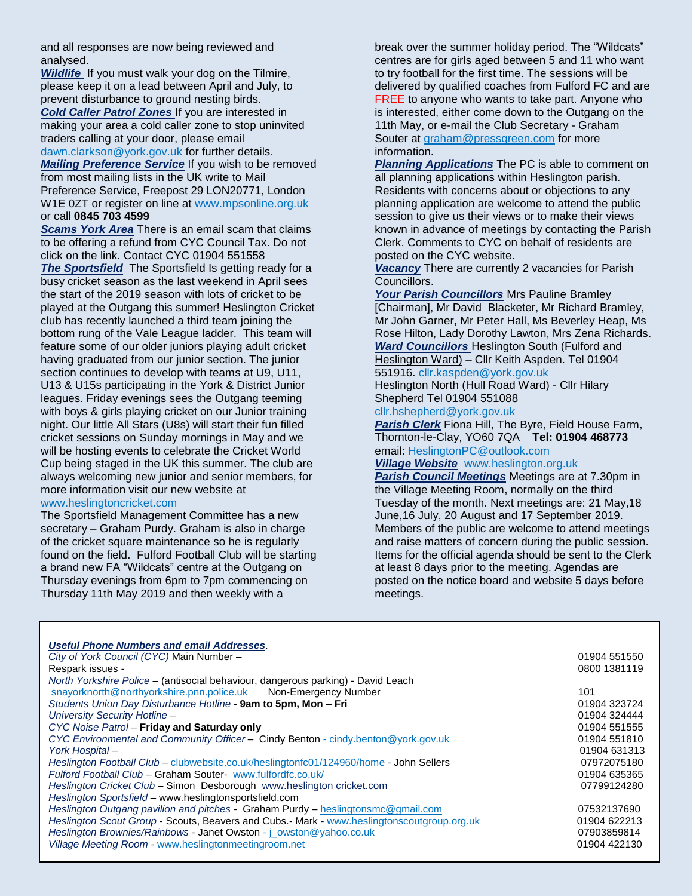and all responses are now being reviewed and analysed.

***Wildlife*** If you must walk your dog on the Tilmire, please keep it on a lead between April and July, to prevent disturbance to ground nesting birds.

***Cold Caller Patrol Zones*** If you are interested in making your area a cold caller zone to stop uninvited traders calling at your door, please email dawn.clarkson@york.gov.uk for further details.

***Mailing Preference Service*** If you wish to be removed from most mailing lists in the UK write to Mail Preference Service, Freepost 29 LON20771, London W1E 0ZT or register on line at www.mpsonline.org.uk or call **0845 703 4599**

***Scams York Area*** There is an email scam that claims to be offering a refund from CYC Council Tax. Do not click on the link. Contact CYC 01904 551558

***The Sportsfield*** The Sportsfield Is getting ready for a busy cricket season as the last weekend in April sees the start of the 2019 season with lots of cricket to be played at the Outgang this summer! Heslington Cricket club has recently launched a third team joining the bottom rung of the Vale League ladder. This team will feature some of our older juniors playing adult cricket having graduated from our junior section. The junior section continues to develop with teams at U9, U11, U13 & U15s participating in the York & District Junior leagues. Friday evenings sees the Outgang teeming with boys & girls playing cricket on our Junior training night. Our little All Stars (U8s) will start their fun filled cricket sessions on Sunday mornings in May and we will be hosting events to celebrate the Cricket World Cup being staged in the UK this summer. The club are always welcoming new junior and senior members, for more information visit our new website at www.heslingtoncricket.com

The Sportsfield Management Committee has a new secretary – Graham Purdy. Graham is also in charge of the cricket square maintenance so he is regularly found on the field. Fulford Football Club will be starting a brand new FA "Wildcats" centre at the Outgang on Thursday evenings from 6pm to 7pm commencing on Thursday 11th May 2019 and then weekly with a break over the summer holiday period. The "Wildcats" centres are for girls aged between 5 and 11 who want to try football for the first time. The sessions will be delivered by qualified coaches from Fulford FC and are FREE to anyone who wants to take part. Anyone who is interested, either come down to the Outgang on the 11th May, or e-mail the Club Secretary - Graham Souter at graham@pressgreen.com for more information.

***Planning Applications*** The PC is able to comment on all planning applications within Heslington parish. Residents with concerns about or objections to any planning application are welcome to attend the public session to give us their views or to make their views known in advance of meetings by contacting the Parish Clerk. Comments to CYC on behalf of residents are posted on the CYC website.

***Vacancy*** There are currently 2 vacancies for Parish Councillors.

***Your Parish Councillors*** Mrs Pauline Bramley [Chairman], Mr David Blacketer, Mr Richard Bramley, Mr John Garner, Mr Peter Hall, Ms Beverley Heap, Ms Rose Hilton, Lady Dorothy Lawton, Mrs Zena Richards.

***Ward Councillors*** Heslington South (Fulford and Heslington Ward) – Cllr Keith Aspden. Tel 01904 551916. cllr.kaspden@york.gov.uk

Heslington North (Hull Road Ward) - Cllr Hilary Shepherd Tel 01904 551088 cllr.hshepherd@york.gov.uk

***Parish Clerk*** Fiona Hill, The Byre, Field House Farm, Thornton-le-Clay, YO60 7QA **Tel: 01904 468773** email: HeslingtonPC@outlook.com

***Village Website*** www.heslington.org.uk

***Parish Council Meetings*** Meetings are at 7.30pm in the Village Meeting Room, normally on the third Tuesday of the month. Next meetings are: 21 May,18 June,16 July, 20 August and 17 September 2019. Members of the public are welcome to attend meetings and raise matters of concern during the public session. Items for the official agenda should be sent to the Clerk at least 8 days prior to the meeting. Agendas are posted on the notice board and website 5 days before meetings.

***Useful Phone Numbers and email Addresses***.

| | |
|---|---|
| *City of York Council (CYC)* Main Number – | 01904 551550 |
| Respark issues - | 0800 1381119 |
| *North Yorkshire Police* – (antisocial behaviour, dangerous parking) - David Leach | |
| snayorknorth@northyorkshire.pnn.police.uk Non-Emergency Number | 101 |
| *Students Union Day Disturbance Hotline* - **9am to 5pm, Mon – Fri** | 01904 323724 |
| *University Security Hotline* – | 01904 324444 |
| *CYC Noise Patrol* – **Friday and Saturday only** | 01904 551555 |
| *CYC Environmental and Community Officer* – Cindy Benton - cindy.benton@york.gov.uk | 01904 551810 |
| *York Hospital* – | 01904 631313 |
| *Heslington Football Club* – clubwebsite.co.uk/heslingtonfc01/124960/home - John Sellers | 07972075180 |
| *Fulford Football Club* – Graham Souter- www.fulfordfc.co.uk/ | 01904 635365 |
| *Heslington Cricket Club* – Simon Desborough www.heslington cricket.com | 07799124280 |
| *Heslington Sportsfield* – www.heslingtonsportsfield.com | |
| *Heslington Outgang pavilion and pitches* - Graham Purdy – heslingtonsmc@gmail.com | 07532137690 |
| *Heslington Scout Group* - Scouts, Beavers and Cubs.- Mark - www.heslingtonscoutgroup.org.uk | 01904 622213 |
| *Heslington Brownies/Rainbows* - Janet Owston - j_owston@yahoo.co.uk | 07903859814 |
| *Village Meeting Room* - www.heslingtonmeetingroom.net | 01904 422130 |